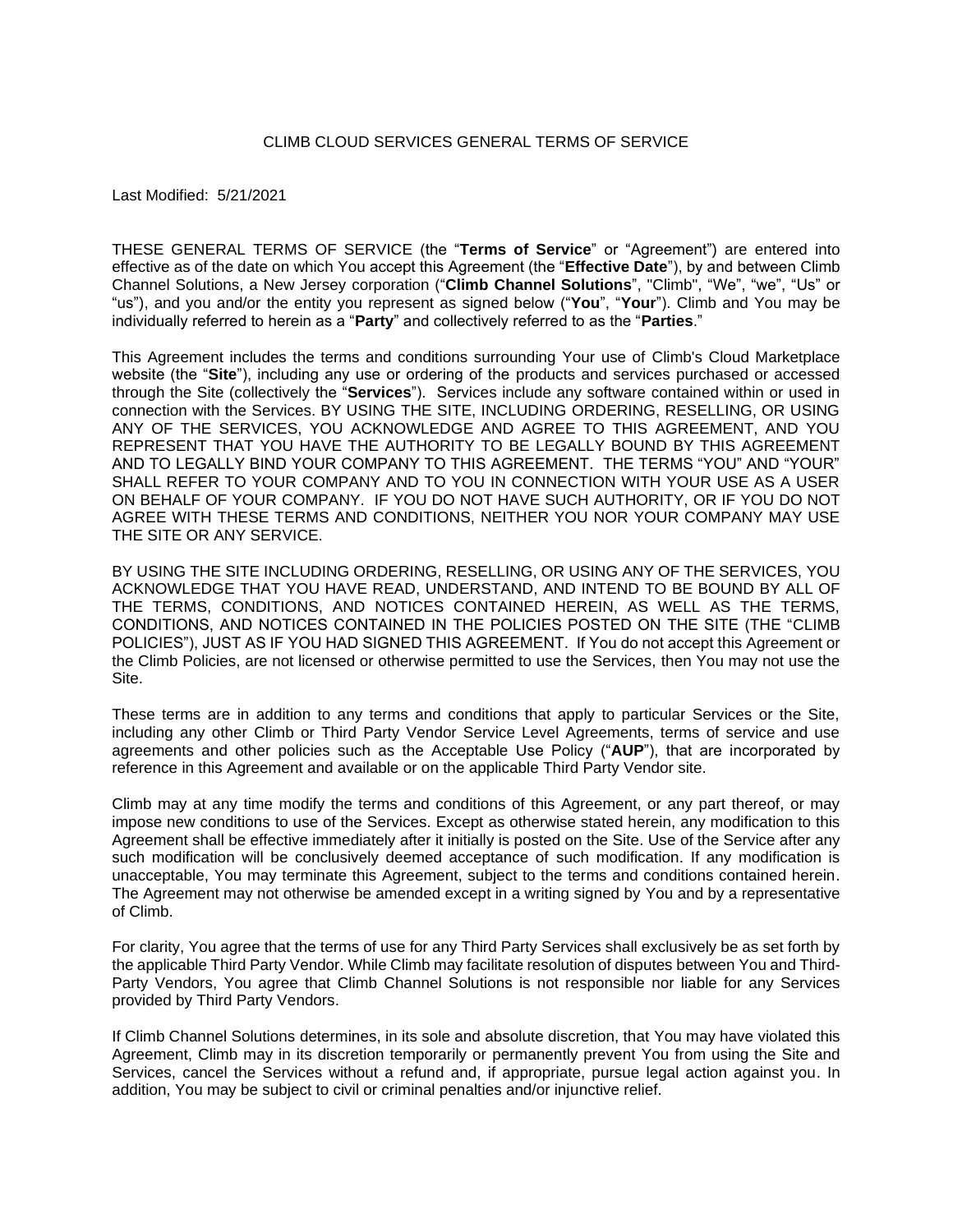# CLIMB CLOUD SERVICES GENERAL TERMS OF SERVICE

Last Modified: 5/21/2021

THESE GENERAL TERMS OF SERVICE (the "**Terms of Service**" or "Agreement") are entered into effective as of the date on which You accept this Agreement (the "**Effective Date**"), by and between Climb Channel Solutions, a New Jersey corporation ("**Climb Channel Solutions**", "Climb", "We", "we", "Us" or "us"), and you and/or the entity you represent as signed below ("**You**", "**Your**"). Climb and You may be individually referred to herein as a "**Party**" and collectively referred to as the "**Parties**."

This Agreement includes the terms and conditions surrounding Your use of Climb's Cloud Marketplace website (the "**Site**"), including any use or ordering of the products and services purchased or accessed through the Site (collectively the "**Services**"). Services include any software contained within or used in connection with the Services. BY USING THE SITE, INCLUDING ORDERING, RESELLING, OR USING ANY OF THE SERVICES, YOU ACKNOWLEDGE AND AGREE TO THIS AGREEMENT, AND YOU REPRESENT THAT YOU HAVE THE AUTHORITY TO BE LEGALLY BOUND BY THIS AGREEMENT AND TO LEGALLY BIND YOUR COMPANY TO THIS AGREEMENT. THE TERMS "YOU" AND "YOUR" SHALL REFER TO YOUR COMPANY AND TO YOU IN CONNECTION WITH YOUR USE AS A USER ON BEHALF OF YOUR COMPANY. IF YOU DO NOT HAVE SUCH AUTHORITY, OR IF YOU DO NOT AGREE WITH THESE TERMS AND CONDITIONS, NEITHER YOU NOR YOUR COMPANY MAY USE THE SITE OR ANY SERVICE.

BY USING THE SITE INCLUDING ORDERING, RESELLING, OR USING ANY OF THE SERVICES, YOU ACKNOWLEDGE THAT YOU HAVE READ, UNDERSTAND, AND INTEND TO BE BOUND BY ALL OF THE TERMS, CONDITIONS, AND NOTICES CONTAINED HEREIN, AS WELL AS THE TERMS, CONDITIONS, AND NOTICES CONTAINED IN THE POLICIES POSTED ON THE SITE (THE "CLIMB POLICIES"), JUST AS IF YOU HAD SIGNED THIS AGREEMENT. If You do not accept this Agreement or the Climb Policies, are not licensed or otherwise permitted to use the Services, then You may not use the Site.

These terms are in addition to any terms and conditions that apply to particular Services or the Site, including any other Climb or Third Party Vendor Service Level Agreements, terms of service and use agreements and other policies such as the Acceptable Use Policy ("**AUP**"), that are incorporated by reference in this Agreement and available or on the applicable Third Party Vendor site.

Climb may at any time modify the terms and conditions of this Agreement, or any part thereof, or may impose new conditions to use of the Services. Except as otherwise stated herein, any modification to this Agreement shall be effective immediately after it initially is posted on the Site. Use of the Service after any such modification will be conclusively deemed acceptance of such modification. If any modification is unacceptable, You may terminate this Agreement, subject to the terms and conditions contained herein. The Agreement may not otherwise be amended except in a writing signed by You and by a representative of Climb.

For clarity, You agree that the terms of use for any Third Party Services shall exclusively be as set forth by the applicable Third Party Vendor. While Climb may facilitate resolution of disputes between You and Third-Party Vendors, You agree that Climb Channel Solutions is not responsible nor liable for any Services provided by Third Party Vendors.

If Climb Channel Solutions determines, in its sole and absolute discretion, that You may have violated this Agreement, Climb may in its discretion temporarily or permanently prevent You from using the Site and Services, cancel the Services without a refund and, if appropriate, pursue legal action against you. In addition, You may be subject to civil or criminal penalties and/or injunctive relief.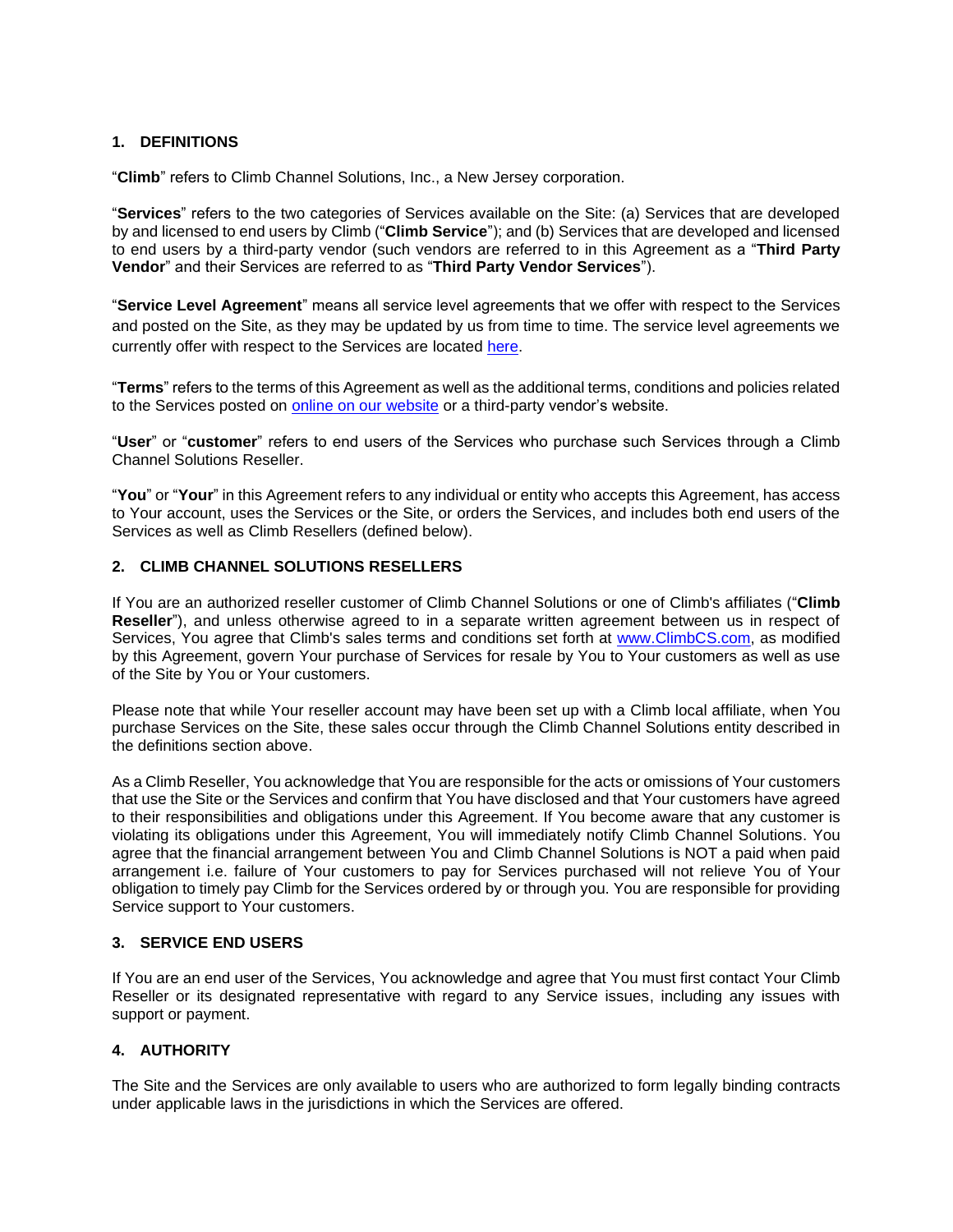## 1. DEFINITIONS

"**Climb**" refers to Climb Channel Solutions, Inc., a New Jersey corporation.

"**Services**" refers to the two categories of Services available on the Site: (a) Services that are developed by and licensed to end users by Climb ("**Climb Service**"); and (b) Services that are developed and licensed to end users by a third-party vendor (such vendors are referred to in this Agreement as a "**Third Party Vendor**" and their Services are referred to as "**Third Party Vendor Services**").

"**Service Level Agreement**" means all service level agreements that we offer with respect to the Services and posted on the Site, as they may be updated by us from time to time. The service level agreements we currently offer with respect to the Services are located here.

"**Terms**" refers to the terms of this Agreement as well as the additional terms, conditions and policies related to the Services posted on online on our website or a third-party vendor's website.

"**User**" or "**customer**" refers to end users of the Services who purchase such Services through a Climb Channel Solutions Reseller.

"**You**" or "**Your**" in this Agreement refers to any individual or entity who accepts this Agreement, has access to Your account, uses the Services or the Site, or orders the Services, and includes both end users of the Services as well as Climb Resellers (defined below).

## 2. CLIMB CHANNEL SOLUTIONS RESELLERS

If You are an authorized reseller customer of Climb Channel Solutions or one of Climb's affiliates ("**Climb Reseller**"), and unless otherwise agreed to in a separate written agreement between us in respect of Services, You agree that Climb's sales terms and conditions set forth at www.ClimbCS.com, as modified by this Agreement, govern Your purchase of Services for resale by You to Your customers as well as use of the Site by You or Your customers.

Please note that while Your reseller account may have been set up with a Climb local affiliate, when You purchase Services on the Site, these sales occur through the Climb Channel Solutions entity described in the definitions section above.

As a Climb Reseller, You acknowledge that You are responsible for the acts or omissions of Your customers that use the Site or the Services and confirm that You have disclosed and that Your customers have agreed to their responsibilities and obligations under this Agreement. If You become aware that any customer is violating its obligations under this Agreement, You will immediately notify Climb Channel Solutions. You agree that the financial arrangement between You and Climb Channel Solutions is NOT a paid when paid arrangement i.e. failure of Your customers to pay for Services purchased will not relieve You of Your obligation to timely pay Climb for the Services ordered by or through you. You are responsible for providing Service support to Your customers.

## 3. SERVICE END USERS

If You are an end user of the Services, You acknowledge and agree that You must first contact Your Climb Reseller or its designated representative with regard to any Service issues, including any issues with support or payment.

## 4. AUTHORITY

The Site and the Services are only available to users who are authorized to form legally binding contracts under applicable laws in the jurisdictions in which the Services are offered.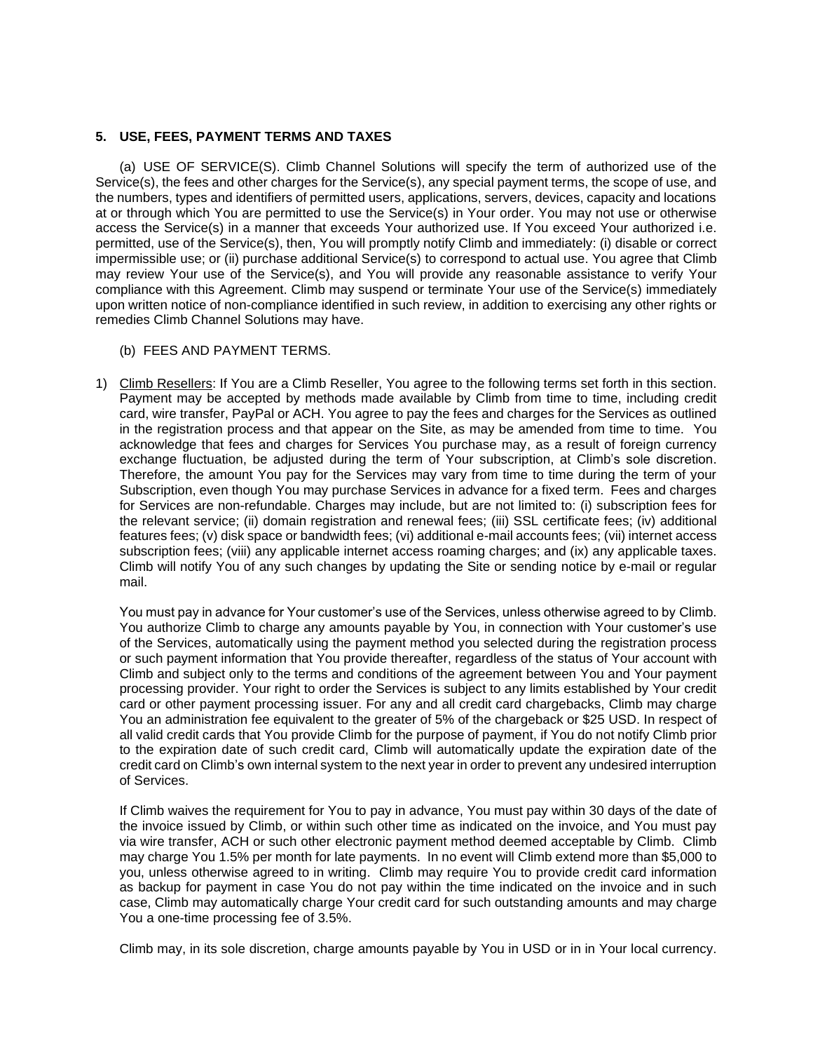## 5. USE, FEES, PAYMENT TERMS AND TAXES

(a) USE OF SERVICE(S). Climb Channel Solutions will specify the term of authorized use of the Service(s), the fees and other charges for the Service(s), any special payment terms, the scope of use, and the numbers, types and identifiers of permitted users, applications, servers, devices, capacity and locations at or through which You are permitted to use the Service(s) in Your order. You may not use or otherwise access the Service(s) in a manner that exceeds Your authorized use. If You exceed Your authorized i.e. permitted, use of the Service(s), then, You will promptly notify Climb and immediately: (i) disable or correct impermissible use; or (ii) purchase additional Service(s) to correspond to actual use. You agree that Climb may review Your use of the Service(s), and You will provide any reasonable assistance to verify Your compliance with this Agreement. Climb may suspend or terminate Your use of the Service(s) immediately upon written notice of non-compliance identified in such review, in addition to exercising any other rights or remedies Climb Channel Solutions may have.

(b) FEES AND PAYMENT TERMS.

1) Climb Resellers: If You are a Climb Reseller, You agree to the following terms set forth in this section. Payment may be accepted by methods made available by Climb from time to time, including credit card, wire transfer, PayPal or ACH. You agree to pay the fees and charges for the Services as outlined in the registration process and that appear on the Site, as may be amended from time to time. You acknowledge that fees and charges for Services You purchase may, as a result of foreign currency exchange fluctuation, be adjusted during the term of Your subscription, at Climb's sole discretion. Therefore, the amount You pay for the Services may vary from time to time during the term of your Subscription, even though You may purchase Services in advance for a fixed term. Fees and charges for Services are non-refundable. Charges may include, but are not limited to: (i) subscription fees for the relevant service; (ii) domain registration and renewal fees; (iii) SSL certificate fees; (iv) additional features fees; (v) disk space or bandwidth fees; (vi) additional e-mail accounts fees; (vii) internet access subscription fees; (viii) any applicable internet access roaming charges; and (ix) any applicable taxes. Climb will notify You of any such changes by updating the Site or sending notice by e-mail or regular mail.

   You must pay in advance for Your customer's use of the Services, unless otherwise agreed to by Climb. You authorize Climb to charge any amounts payable by You, in connection with Your customer's use of the Services, automatically using the payment method you selected during the registration process or such payment information that You provide thereafter, regardless of the status of Your account with Climb and subject only to the terms and conditions of the agreement between You and Your payment processing provider. Your right to order the Services is subject to any limits established by Your credit card or other payment processing issuer. For any and all credit card chargebacks, Climb may charge You an administration fee equivalent to the greater of 5% of the chargeback or $25 USD. In respect of all valid credit cards that You provide Climb for the purpose of payment, if You do not notify Climb prior to the expiration date of such credit card, Climb will automatically update the expiration date of the credit card on Climb's own internal system to the next year in order to prevent any undesired interruption of Services.

   If Climb waives the requirement for You to pay in advance, You must pay within 30 days of the date of the invoice issued by Climb, or within such other time as indicated on the invoice, and You must pay via wire transfer, ACH or such other electronic payment method deemed acceptable by Climb. Climb may charge You 1.5% per month for late payments. In no event will Climb extend more than $5,000 to you, unless otherwise agreed to in writing. Climb may require You to provide credit card information as backup for payment in case You do not pay within the time indicated on the invoice and in such case, Climb may automatically charge Your credit card for such outstanding amounts and may charge You a one-time processing fee of 3.5%.

   Climb may, in its sole discretion, charge amounts payable by You in USD or in in Your local currency.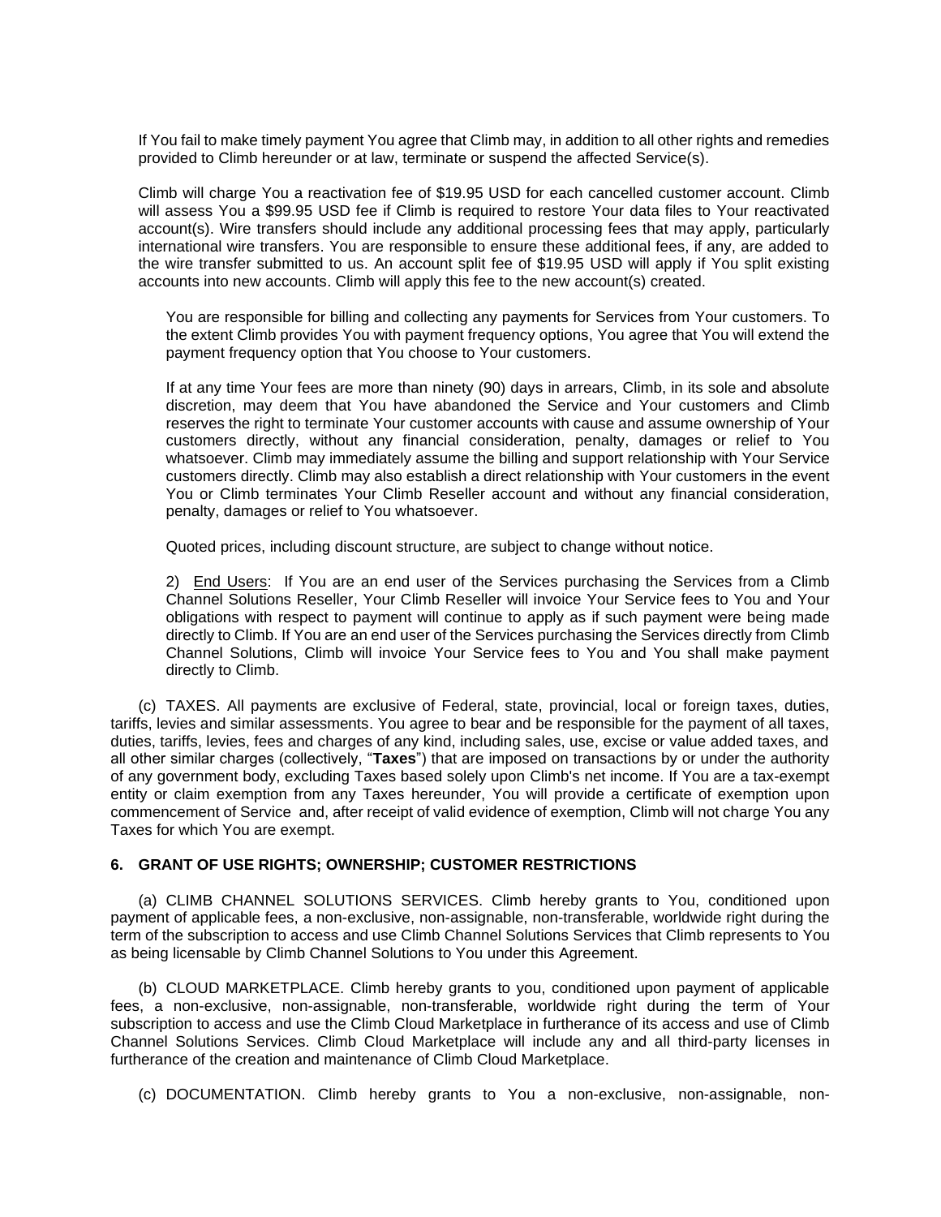If You fail to make timely payment You agree that Climb may, in addition to all other rights and remedies provided to Climb hereunder or at law, terminate or suspend the affected Service(s).

Climb will charge You a reactivation fee of $19.95 USD for each cancelled customer account. Climb will assess You a $99.95 USD fee if Climb is required to restore Your data files to Your reactivated account(s). Wire transfers should include any additional processing fees that may apply, particularly international wire transfers. You are responsible to ensure these additional fees, if any, are added to the wire transfer submitted to us. An account split fee of $19.95 USD will apply if You split existing accounts into new accounts. Climb will apply this fee to the new account(s) created.

You are responsible for billing and collecting any payments for Services from Your customers. To the extent Climb provides You with payment frequency options, You agree that You will extend the payment frequency option that You choose to Your customers.

If at any time Your fees are more than ninety (90) days in arrears, Climb, in its sole and absolute discretion, may deem that You have abandoned the Service and Your customers and Climb reserves the right to terminate Your customer accounts with cause and assume ownership of Your customers directly, without any financial consideration, penalty, damages or relief to You whatsoever. Climb may immediately assume the billing and support relationship with Your Service customers directly. Climb may also establish a direct relationship with Your customers in the event You or Climb terminates Your Climb Reseller account and without any financial consideration, penalty, damages or relief to You whatsoever.

Quoted prices, including discount structure, are subject to change without notice.

2) <u>End Users</u>: If You are an end user of the Services purchasing the Services from a Climb Channel Solutions Reseller, Your Climb Reseller will invoice Your Service fees to You and Your obligations with respect to payment will continue to apply as if such payment were being made directly to Climb. If You are an end user of the Services purchasing the Services directly from Climb Channel Solutions, Climb will invoice Your Service fees to You and You shall make payment directly to Climb.

(c) TAXES. All payments are exclusive of Federal, state, provincial, local or foreign taxes, duties, tariffs, levies and similar assessments. You agree to bear and be responsible for the payment of all taxes, duties, tariffs, levies, fees and charges of any kind, including sales, use, excise or value added taxes, and all other similar charges (collectively, "**Taxes**") that are imposed on transactions by or under the authority of any government body, excluding Taxes based solely upon Climb's net income. If You are a tax-exempt entity or claim exemption from any Taxes hereunder, You will provide a certificate of exemption upon commencement of Service and, after receipt of valid evidence of exemption, Climb will not charge You any Taxes for which You are exempt.

## 6. GRANT OF USE RIGHTS; OWNERSHIP; CUSTOMER RESTRICTIONS

(a) CLIMB CHANNEL SOLUTIONS SERVICES. Climb hereby grants to You, conditioned upon payment of applicable fees, a non-exclusive, non-assignable, non-transferable, worldwide right during the term of the subscription to access and use Climb Channel Solutions Services that Climb represents to You as being licensable by Climb Channel Solutions to You under this Agreement.

(b) CLOUD MARKETPLACE. Climb hereby grants to you, conditioned upon payment of applicable fees, a non-exclusive, non-assignable, non-transferable, worldwide right during the term of Your subscription to access and use the Climb Cloud Marketplace in furtherance of its access and use of Climb Channel Solutions Services. Climb Cloud Marketplace will include any and all third-party licenses in furtherance of the creation and maintenance of Climb Cloud Marketplace.

(c) DOCUMENTATION. Climb hereby grants to You a non-exclusive, non-assignable, non-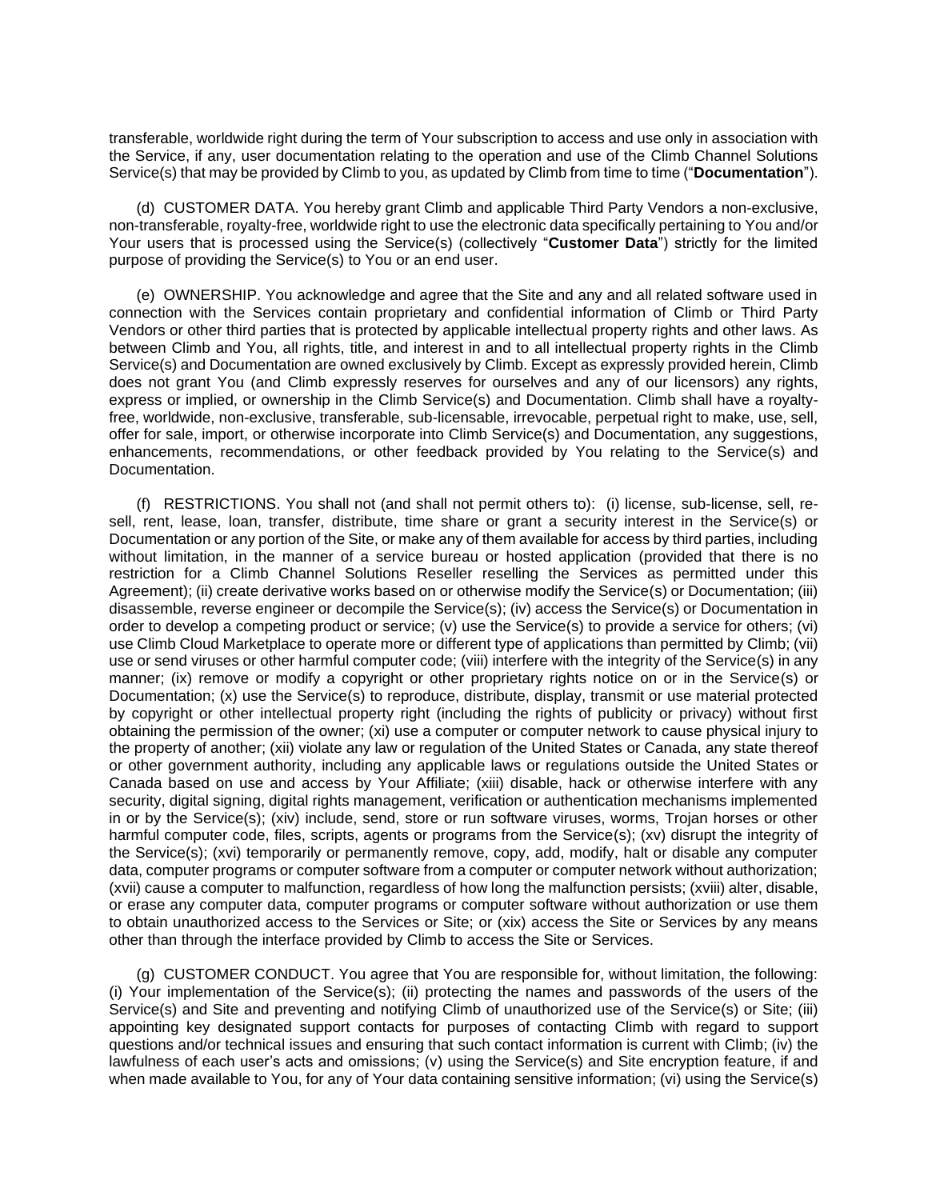transferable, worldwide right during the term of Your subscription to access and use only in association with the Service, if any, user documentation relating to the operation and use of the Climb Channel Solutions Service(s) that may be provided by Climb to you, as updated by Climb from time to time ("**Documentation**").

(d) CUSTOMER DATA. You hereby grant Climb and applicable Third Party Vendors a non-exclusive, non-transferable, royalty-free, worldwide right to use the electronic data specifically pertaining to You and/or Your users that is processed using the Service(s) (collectively "**Customer Data**") strictly for the limited purpose of providing the Service(s) to You or an end user.

(e) OWNERSHIP. You acknowledge and agree that the Site and any and all related software used in connection with the Services contain proprietary and confidential information of Climb or Third Party Vendors or other third parties that is protected by applicable intellectual property rights and other laws. As between Climb and You, all rights, title, and interest in and to all intellectual property rights in the Climb Service(s) and Documentation are owned exclusively by Climb. Except as expressly provided herein, Climb does not grant You (and Climb expressly reserves for ourselves and any of our licensors) any rights, express or implied, or ownership in the Climb Service(s) and Documentation. Climb shall have a royalty-free, worldwide, non-exclusive, transferable, sub-licensable, irrevocable, perpetual right to make, use, sell, offer for sale, import, or otherwise incorporate into Climb Service(s) and Documentation, any suggestions, enhancements, recommendations, or other feedback provided by You relating to the Service(s) and Documentation.

(f) RESTRICTIONS. You shall not (and shall not permit others to): (i) license, sub-license, sell, re-sell, rent, lease, loan, transfer, distribute, time share or grant a security interest in the Service(s) or Documentation or any portion of the Site, or make any of them available for access by third parties, including without limitation, in the manner of a service bureau or hosted application (provided that there is no restriction for a Climb Channel Solutions Reseller reselling the Services as permitted under this Agreement); (ii) create derivative works based on or otherwise modify the Service(s) or Documentation; (iii) disassemble, reverse engineer or decompile the Service(s); (iv) access the Service(s) or Documentation in order to develop a competing product or service; (v) use the Service(s) to provide a service for others; (vi) use Climb Cloud Marketplace to operate more or different type of applications than permitted by Climb; (vii) use or send viruses or other harmful computer code; (viii) interfere with the integrity of the Service(s) in any manner; (ix) remove or modify a copyright or other proprietary rights notice on or in the Service(s) or Documentation; (x) use the Service(s) to reproduce, distribute, display, transmit or use material protected by copyright or other intellectual property right (including the rights of publicity or privacy) without first obtaining the permission of the owner; (xi) use a computer or computer network to cause physical injury to the property of another; (xii) violate any law or regulation of the United States or Canada, any state thereof or other government authority, including any applicable laws or regulations outside the United States or Canada based on use and access by Your Affiliate; (xiii) disable, hack or otherwise interfere with any security, digital signing, digital rights management, verification or authentication mechanisms implemented in or by the Service(s); (xiv) include, send, store or run software viruses, worms, Trojan horses or other harmful computer code, files, scripts, agents or programs from the Service(s); (xv) disrupt the integrity of the Service(s); (xvi) temporarily or permanently remove, copy, add, modify, halt or disable any computer data, computer programs or computer software from a computer or computer network without authorization; (xvii) cause a computer to malfunction, regardless of how long the malfunction persists; (xviii) alter, disable, or erase any computer data, computer programs or computer software without authorization or use them to obtain unauthorized access to the Services or Site; or (xix) access the Site or Services by any means other than through the interface provided by Climb to access the Site or Services.

(g) CUSTOMER CONDUCT. You agree that You are responsible for, without limitation, the following: (i) Your implementation of the Service(s); (ii) protecting the names and passwords of the users of the Service(s) and Site and preventing and notifying Climb of unauthorized use of the Service(s) or Site; (iii) appointing key designated support contacts for purposes of contacting Climb with regard to support questions and/or technical issues and ensuring that such contact information is current with Climb; (iv) the lawfulness of each user's acts and omissions; (v) using the Service(s) and Site encryption feature, if and when made available to You, for any of Your data containing sensitive information; (vi) using the Service(s)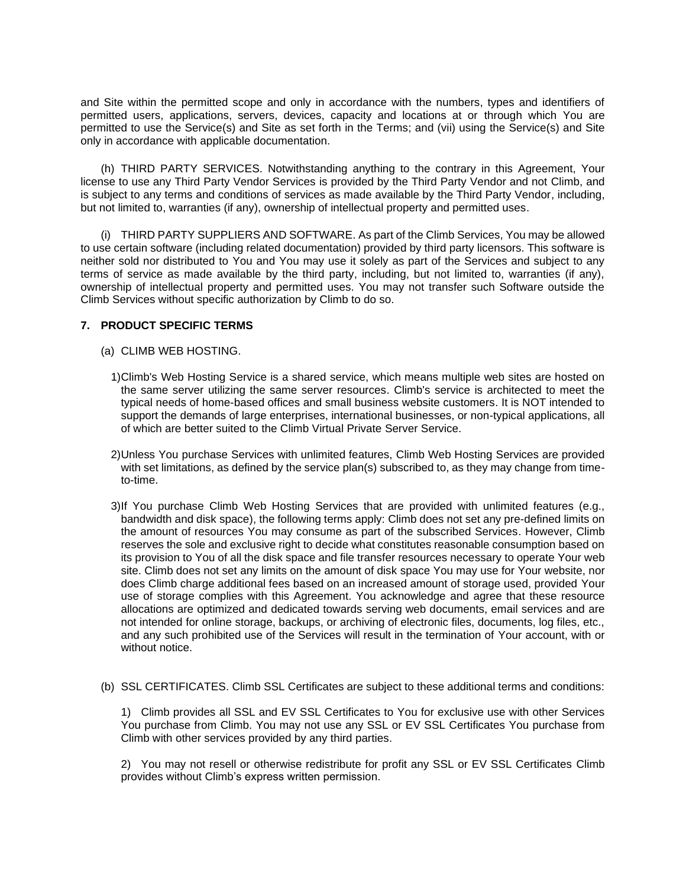and Site within the permitted scope and only in accordance with the numbers, types and identifiers of permitted users, applications, servers, devices, capacity and locations at or through which You are permitted to use the Service(s) and Site as set forth in the Terms; and (vii) using the Service(s) and Site only in accordance with applicable documentation.

(h) THIRD PARTY SERVICES. Notwithstanding anything to the contrary in this Agreement, Your license to use any Third Party Vendor Services is provided by the Third Party Vendor and not Climb, and is subject to any terms and conditions of services as made available by the Third Party Vendor, including, but not limited to, warranties (if any), ownership of intellectual property and permitted uses.

(i) THIRD PARTY SUPPLIERS AND SOFTWARE. As part of the Climb Services, You may be allowed to use certain software (including related documentation) provided by third party licensors. This software is neither sold nor distributed to You and You may use it solely as part of the Services and subject to any terms of service as made available by the third party, including, but not limited to, warranties (if any), ownership of intellectual property and permitted uses. You may not transfer such Software outside the Climb Services without specific authorization by Climb to do so.

## 7. PRODUCT SPECIFIC TERMS

(a) CLIMB WEB HOSTING.

1) Climb's Web Hosting Service is a shared service, which means multiple web sites are hosted on the same server utilizing the same server resources. Climb's service is architected to meet the typical needs of home-based offices and small business website customers. It is NOT intended to support the demands of large enterprises, international businesses, or non-typical applications, all of which are better suited to the Climb Virtual Private Server Service.

2) Unless You purchase Services with unlimited features, Climb Web Hosting Services are provided with set limitations, as defined by the service plan(s) subscribed to, as they may change from time-to-time.

3) If You purchase Climb Web Hosting Services that are provided with unlimited features (e.g., bandwidth and disk space), the following terms apply: Climb does not set any pre-defined limits on the amount of resources You may consume as part of the subscribed Services. However, Climb reserves the sole and exclusive right to decide what constitutes reasonable consumption based on its provision to You of all the disk space and file transfer resources necessary to operate Your web site. Climb does not set any limits on the amount of disk space You may use for Your website, nor does Climb charge additional fees based on an increased amount of storage used, provided Your use of storage complies with this Agreement. You acknowledge and agree that these resource allocations are optimized and dedicated towards serving web documents, email services and are not intended for online storage, backups, or archiving of electronic files, documents, log files, etc., and any such prohibited use of the Services will result in the termination of Your account, with or without notice.

(b) SSL CERTIFICATES. Climb SSL Certificates are subject to these additional terms and conditions:

1) Climb provides all SSL and EV SSL Certificates to You for exclusive use with other Services You purchase from Climb. You may not use any SSL or EV SSL Certificates You purchase from Climb with other services provided by any third parties.

2) You may not resell or otherwise redistribute for profit any SSL or EV SSL Certificates Climb provides without Climb's express written permission.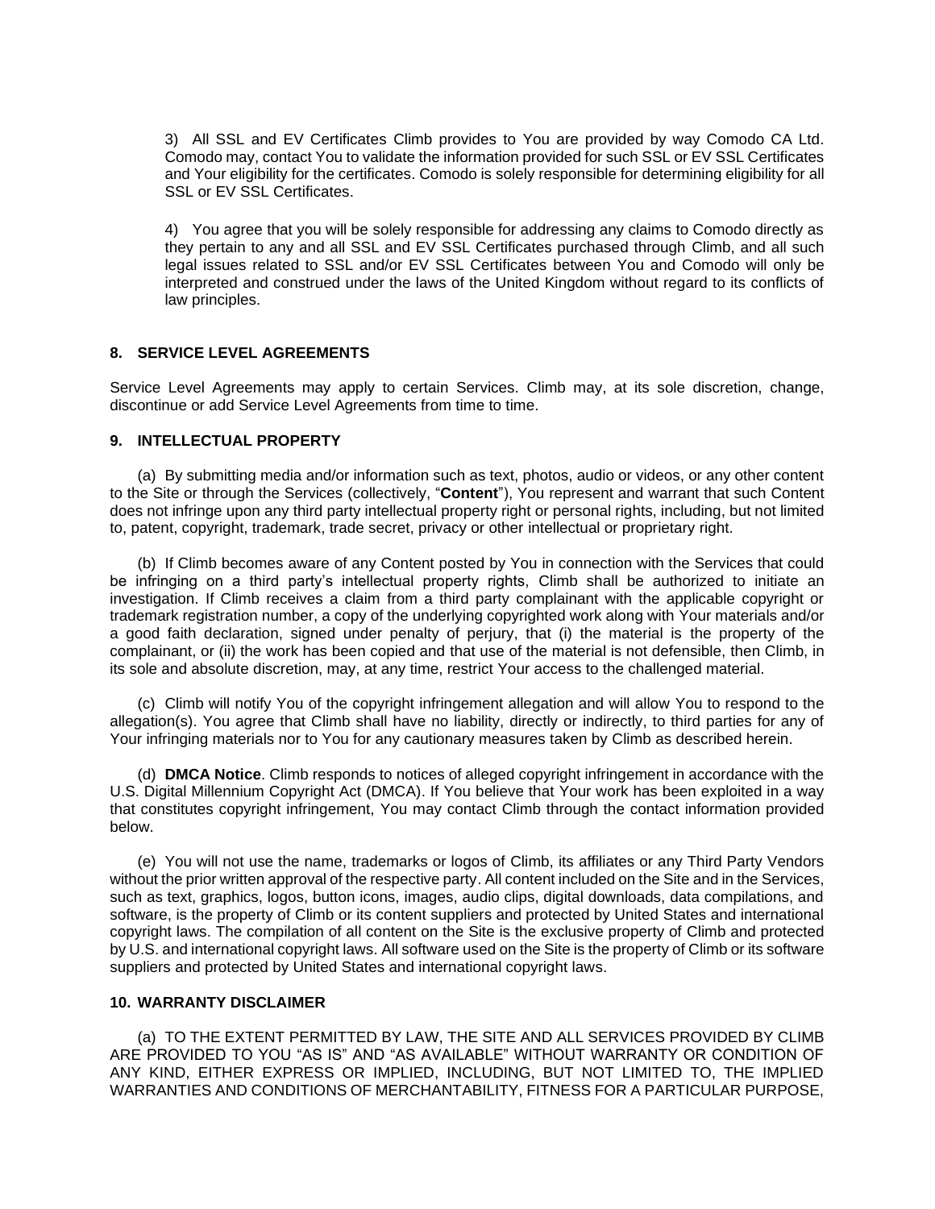3) All SSL and EV Certificates Climb provides to You are provided by way Comodo CA Ltd. Comodo may, contact You to validate the information provided for such SSL or EV SSL Certificates and Your eligibility for the certificates. Comodo is solely responsible for determining eligibility for all SSL or EV SSL Certificates.

4) You agree that you will be solely responsible for addressing any claims to Comodo directly as they pertain to any and all SSL and EV SSL Certificates purchased through Climb, and all such legal issues related to SSL and/or EV SSL Certificates between You and Comodo will only be interpreted and construed under the laws of the United Kingdom without regard to its conflicts of law principles.

### 8. SERVICE LEVEL AGREEMENTS

Service Level Agreements may apply to certain Services. Climb may, at its sole discretion, change, discontinue or add Service Level Agreements from time to time.

### 9. INTELLECTUAL PROPERTY

(a) By submitting media and/or information such as text, photos, audio or videos, or any other content to the Site or through the Services (collectively, "**Content**"), You represent and warrant that such Content does not infringe upon any third party intellectual property right or personal rights, including, but not limited to, patent, copyright, trademark, trade secret, privacy or other intellectual or proprietary right.

(b) If Climb becomes aware of any Content posted by You in connection with the Services that could be infringing on a third party's intellectual property rights, Climb shall be authorized to initiate an investigation. If Climb receives a claim from a third party complainant with the applicable copyright or trademark registration number, a copy of the underlying copyrighted work along with Your materials and/or a good faith declaration, signed under penalty of perjury, that (i) the material is the property of the complainant, or (ii) the work has been copied and that use of the material is not defensible, then Climb, in its sole and absolute discretion, may, at any time, restrict Your access to the challenged material.

(c) Climb will notify You of the copyright infringement allegation and will allow You to respond to the allegation(s). You agree that Climb shall have no liability, directly or indirectly, to third parties for any of Your infringing materials nor to You for any cautionary measures taken by Climb as described herein.

(d) **DMCA Notice**. Climb responds to notices of alleged copyright infringement in accordance with the U.S. Digital Millennium Copyright Act (DMCA). If You believe that Your work has been exploited in a way that constitutes copyright infringement, You may contact Climb through the contact information provided below.

(e) You will not use the name, trademarks or logos of Climb, its affiliates or any Third Party Vendors without the prior written approval of the respective party. All content included on the Site and in the Services, such as text, graphics, logos, button icons, images, audio clips, digital downloads, data compilations, and software, is the property of Climb or its content suppliers and protected by United States and international copyright laws. The compilation of all content on the Site is the exclusive property of Climb and protected by U.S. and international copyright laws. All software used on the Site is the property of Climb or its software suppliers and protected by United States and international copyright laws.

### 10. WARRANTY DISCLAIMER

(a) TO THE EXTENT PERMITTED BY LAW, THE SITE AND ALL SERVICES PROVIDED BY CLIMB ARE PROVIDED TO YOU "AS IS" AND "AS AVAILABLE" WITHOUT WARRANTY OR CONDITION OF ANY KIND, EITHER EXPRESS OR IMPLIED, INCLUDING, BUT NOT LIMITED TO, THE IMPLIED WARRANTIES AND CONDITIONS OF MERCHANTABILITY, FITNESS FOR A PARTICULAR PURPOSE,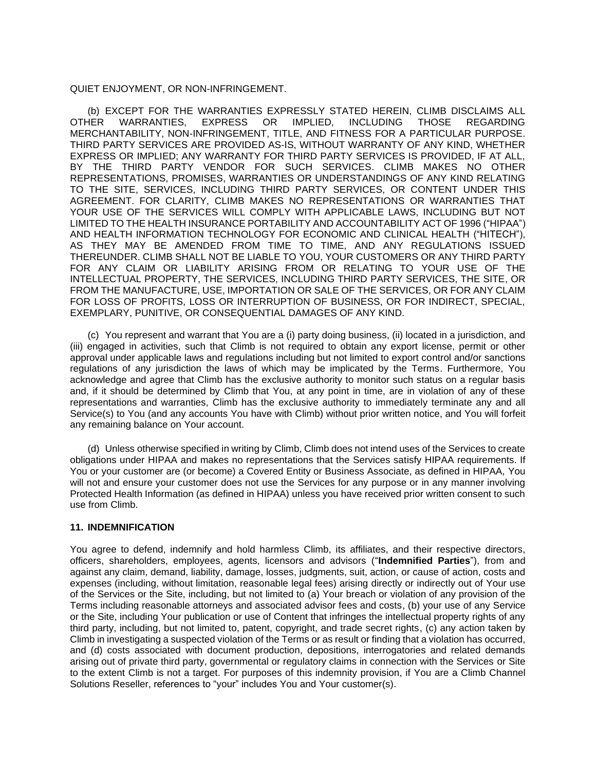QUIET ENJOYMENT, OR NON-INFRINGEMENT.

(b) EXCEPT FOR THE WARRANTIES EXPRESSLY STATED HEREIN, CLIMB DISCLAIMS ALL OTHER WARRANTIES, EXPRESS OR IMPLIED, INCLUDING THOSE REGARDING MERCHANTABILITY, NON-INFRINGEMENT, TITLE, AND FITNESS FOR A PARTICULAR PURPOSE. THIRD PARTY SERVICES ARE PROVIDED AS-IS, WITHOUT WARRANTY OF ANY KIND, WHETHER EXPRESS OR IMPLIED; ANY WARRANTY FOR THIRD PARTY SERVICES IS PROVIDED, IF AT ALL, BY THE THIRD PARTY VENDOR FOR SUCH SERVICES. CLIMB MAKES NO OTHER REPRESENTATIONS, PROMISES, WARRANTIES OR UNDERSTANDINGS OF ANY KIND RELATING TO THE SITE, SERVICES, INCLUDING THIRD PARTY SERVICES, OR CONTENT UNDER THIS AGREEMENT. FOR CLARITY, CLIMB MAKES NO REPRESENTATIONS OR WARRANTIES THAT YOUR USE OF THE SERVICES WILL COMPLY WITH APPLICABLE LAWS, INCLUDING BUT NOT LIMITED TO THE HEALTH INSURANCE PORTABILITY AND ACCOUNTABILITY ACT OF 1996 ("HIPAA") AND HEALTH INFORMATION TECHNOLOGY FOR ECONOMIC AND CLINICAL HEALTH ("HITECH"), AS THEY MAY BE AMENDED FROM TIME TO TIME, AND ANY REGULATIONS ISSUED THEREUNDER. CLIMB SHALL NOT BE LIABLE TO YOU, YOUR CUSTOMERS OR ANY THIRD PARTY FOR ANY CLAIM OR LIABILITY ARISING FROM OR RELATING TO YOUR USE OF THE INTELLECTUAL PROPERTY, THE SERVICES, INCLUDING THIRD PARTY SERVICES, THE SITE, OR FROM THE MANUFACTURE, USE, IMPORTATION OR SALE OF THE SERVICES, OR FOR ANY CLAIM FOR LOSS OF PROFITS, LOSS OR INTERRUPTION OF BUSINESS, OR FOR INDIRECT, SPECIAL, EXEMPLARY, PUNITIVE, OR CONSEQUENTIAL DAMAGES OF ANY KIND.

(c) You represent and warrant that You are a (i) party doing business, (ii) located in a jurisdiction, and (iii) engaged in activities, such that Climb is not required to obtain any export license, permit or other approval under applicable laws and regulations including but not limited to export control and/or sanctions regulations of any jurisdiction the laws of which may be implicated by the Terms. Furthermore, You acknowledge and agree that Climb has the exclusive authority to monitor such status on a regular basis and, if it should be determined by Climb that You, at any point in time, are in violation of any of these representations and warranties, Climb has the exclusive authority to immediately terminate any and all Service(s) to You (and any accounts You have with Climb) without prior written notice, and You will forfeit any remaining balance on Your account.

(d) Unless otherwise specified in writing by Climb, Climb does not intend uses of the Services to create obligations under HIPAA and makes no representations that the Services satisfy HIPAA requirements. If You or your customer are (or become) a Covered Entity or Business Associate, as defined in HIPAA, You will not and ensure your customer does not use the Services for any purpose or in any manner involving Protected Health Information (as defined in HIPAA) unless you have received prior written consent to such use from Climb.

### 11. INDEMNIFICATION

You agree to defend, indemnify and hold harmless Climb, its affiliates, and their respective directors, officers, shareholders, employees, agents, licensors and advisors ("**Indemnified Parties**"), from and against any claim, demand, liability, damage, losses, judgments, suit, action, or cause of action, costs and expenses (including, without limitation, reasonable legal fees) arising directly or indirectly out of Your use of the Services or the Site, including, but not limited to (a) Your breach or violation of any provision of the Terms including reasonable attorneys and associated advisor fees and costs, (b) your use of any Service or the Site, including Your publication or use of Content that infringes the intellectual property rights of any third party, including, but not limited to, patent, copyright, and trade secret rights, (c) any action taken by Climb in investigating a suspected violation of the Terms or as result or finding that a violation has occurred, and (d) costs associated with document production, depositions, interrogatories and related demands arising out of private third party, governmental or regulatory claims in connection with the Services or Site to the extent Climb is not a target. For purposes of this indemnity provision, if You are a Climb Channel Solutions Reseller, references to "your" includes You and Your customer(s).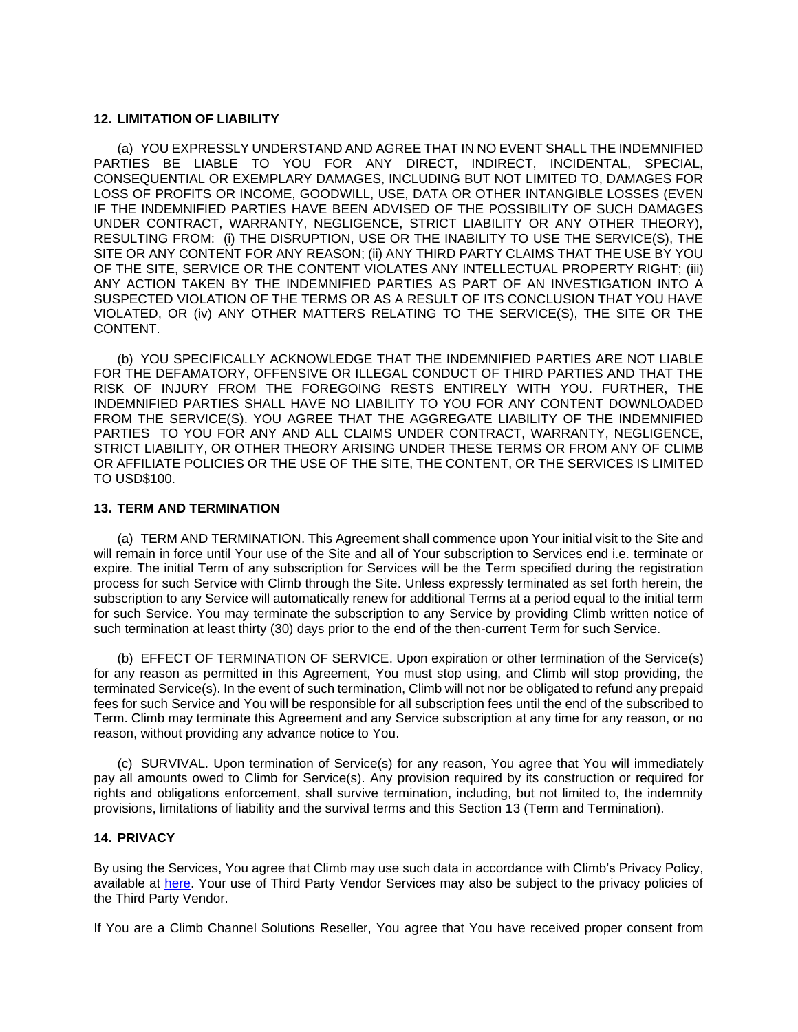## 12. LIMITATION OF LIABILITY

(a) YOU EXPRESSLY UNDERSTAND AND AGREE THAT IN NO EVENT SHALL THE INDEMNIFIED PARTIES BE LIABLE TO YOU FOR ANY DIRECT, INDIRECT, INCIDENTAL, SPECIAL, CONSEQUENTIAL OR EXEMPLARY DAMAGES, INCLUDING BUT NOT LIMITED TO, DAMAGES FOR LOSS OF PROFITS OR INCOME, GOODWILL, USE, DATA OR OTHER INTANGIBLE LOSSES (EVEN IF THE INDEMNIFIED PARTIES HAVE BEEN ADVISED OF THE POSSIBILITY OF SUCH DAMAGES UNDER CONTRACT, WARRANTY, NEGLIGENCE, STRICT LIABILITY OR ANY OTHER THEORY), RESULTING FROM: (i) THE DISRUPTION, USE OR THE INABILITY TO USE THE SERVICE(S), THE SITE OR ANY CONTENT FOR ANY REASON; (ii) ANY THIRD PARTY CLAIMS THAT THE USE BY YOU OF THE SITE, SERVICE OR THE CONTENT VIOLATES ANY INTELLECTUAL PROPERTY RIGHT; (iii) ANY ACTION TAKEN BY THE INDEMNIFIED PARTIES AS PART OF AN INVESTIGATION INTO A SUSPECTED VIOLATION OF THE TERMS OR AS A RESULT OF ITS CONCLUSION THAT YOU HAVE VIOLATED, OR (iv) ANY OTHER MATTERS RELATING TO THE SERVICE(S), THE SITE OR THE CONTENT.

(b) YOU SPECIFICALLY ACKNOWLEDGE THAT THE INDEMNIFIED PARTIES ARE NOT LIABLE FOR THE DEFAMATORY, OFFENSIVE OR ILLEGAL CONDUCT OF THIRD PARTIES AND THAT THE RISK OF INJURY FROM THE FOREGOING RESTS ENTIRELY WITH YOU. FURTHER, THE INDEMNIFIED PARTIES SHALL HAVE NO LIABILITY TO YOU FOR ANY CONTENT DOWNLOADED FROM THE SERVICE(S). YOU AGREE THAT THE AGGREGATE LIABILITY OF THE INDEMNIFIED PARTIES TO YOU FOR ANY AND ALL CLAIMS UNDER CONTRACT, WARRANTY, NEGLIGENCE, STRICT LIABILITY, OR OTHER THEORY ARISING UNDER THESE TERMS OR FROM ANY OF CLIMB OR AFFILIATE POLICIES OR THE USE OF THE SITE, THE CONTENT, OR THE SERVICES IS LIMITED TO USD$100.

## 13. TERM AND TERMINATION

(a) TERM AND TERMINATION. This Agreement shall commence upon Your initial visit to the Site and will remain in force until Your use of the Site and all of Your subscription to Services end i.e. terminate or expire. The initial Term of any subscription for Services will be the Term specified during the registration process for such Service with Climb through the Site. Unless expressly terminated as set forth herein, the subscription to any Service will automatically renew for additional Terms at a period equal to the initial term for such Service. You may terminate the subscription to any Service by providing Climb written notice of such termination at least thirty (30) days prior to the end of the then-current Term for such Service.

(b) EFFECT OF TERMINATION OF SERVICE. Upon expiration or other termination of the Service(s) for any reason as permitted in this Agreement, You must stop using, and Climb will stop providing, the terminated Service(s). In the event of such termination, Climb will not nor be obligated to refund any prepaid fees for such Service and You will be responsible for all subscription fees until the end of the subscribed to Term. Climb may terminate this Agreement and any Service subscription at any time for any reason, or no reason, without providing any advance notice to You.

(c) SURVIVAL. Upon termination of Service(s) for any reason, You agree that You will immediately pay all amounts owed to Climb for Service(s). Any provision required by its construction or required for rights and obligations enforcement, shall survive termination, including, but not limited to, the indemnity provisions, limitations of liability and the survival terms and this Section 13 (Term and Termination).

## 14. PRIVACY

By using the Services, You agree that Climb may use such data in accordance with Climb's Privacy Policy, available at [here](). Your use of Third Party Vendor Services may also be subject to the privacy policies of the Third Party Vendor.

If You are a Climb Channel Solutions Reseller, You agree that You have received proper consent from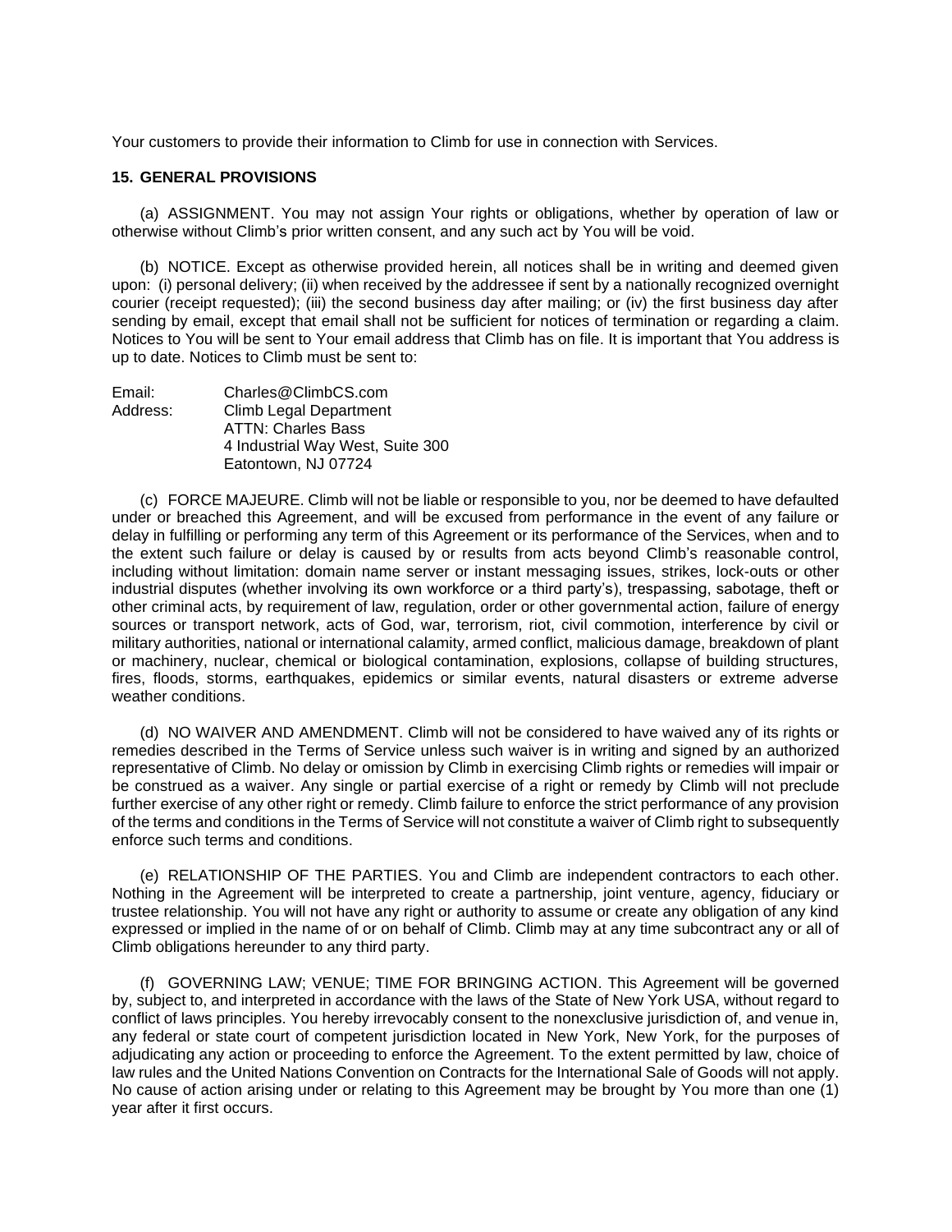Your customers to provide their information to Climb for use in connection with Services.

**15. GENERAL PROVISIONS**

(a) ASSIGNMENT. You may not assign Your rights or obligations, whether by operation of law or otherwise without Climb's prior written consent, and any such act by You will be void.

(b) NOTICE. Except as otherwise provided herein, all notices shall be in writing and deemed given upon: (i) personal delivery; (ii) when received by the addressee if sent by a nationally recognized overnight courier (receipt requested); (iii) the second business day after mailing; or (iv) the first business day after sending by email, except that email shall not be sufficient for notices of termination or regarding a claim. Notices to You will be sent to Your email address that Climb has on file. It is important that You address is up to date. Notices to Climb must be sent to:

Email: Charles@ClimbCS.com
Address: Climb Legal Department
ATTN: Charles Bass
4 Industrial Way West, Suite 300
Eatontown, NJ 07724

(c) FORCE MAJEURE. Climb will not be liable or responsible to you, nor be deemed to have defaulted under or breached this Agreement, and will be excused from performance in the event of any failure or delay in fulfilling or performing any term of this Agreement or its performance of the Services, when and to the extent such failure or delay is caused by or results from acts beyond Climb's reasonable control, including without limitation: domain name server or instant messaging issues, strikes, lock-outs or other industrial disputes (whether involving its own workforce or a third party's), trespassing, sabotage, theft or other criminal acts, by requirement of law, regulation, order or other governmental action, failure of energy sources or transport network, acts of God, war, terrorism, riot, civil commotion, interference by civil or military authorities, national or international calamity, armed conflict, malicious damage, breakdown of plant or machinery, nuclear, chemical or biological contamination, explosions, collapse of building structures, fires, floods, storms, earthquakes, epidemics or similar events, natural disasters or extreme adverse weather conditions.

(d) NO WAIVER AND AMENDMENT. Climb will not be considered to have waived any of its rights or remedies described in the Terms of Service unless such waiver is in writing and signed by an authorized representative of Climb. No delay or omission by Climb in exercising Climb rights or remedies will impair or be construed as a waiver. Any single or partial exercise of a right or remedy by Climb will not preclude further exercise of any other right or remedy. Climb failure to enforce the strict performance of any provision of the terms and conditions in the Terms of Service will not constitute a waiver of Climb right to subsequently enforce such terms and conditions.

(e) RELATIONSHIP OF THE PARTIES. You and Climb are independent contractors to each other. Nothing in the Agreement will be interpreted to create a partnership, joint venture, agency, fiduciary or trustee relationship. You will not have any right or authority to assume or create any obligation of any kind expressed or implied in the name of or on behalf of Climb. Climb may at any time subcontract any or all of Climb obligations hereunder to any third party.

(f) GOVERNING LAW; VENUE; TIME FOR BRINGING ACTION. This Agreement will be governed by, subject to, and interpreted in accordance with the laws of the State of New York USA, without regard to conflict of laws principles. You hereby irrevocably consent to the nonexclusive jurisdiction of, and venue in, any federal or state court of competent jurisdiction located in New York, New York, for the purposes of adjudicating any action or proceeding to enforce the Agreement. To the extent permitted by law, choice of law rules and the United Nations Convention on Contracts for the International Sale of Goods will not apply. No cause of action arising under or relating to this Agreement may be brought by You more than one (1) year after it first occurs.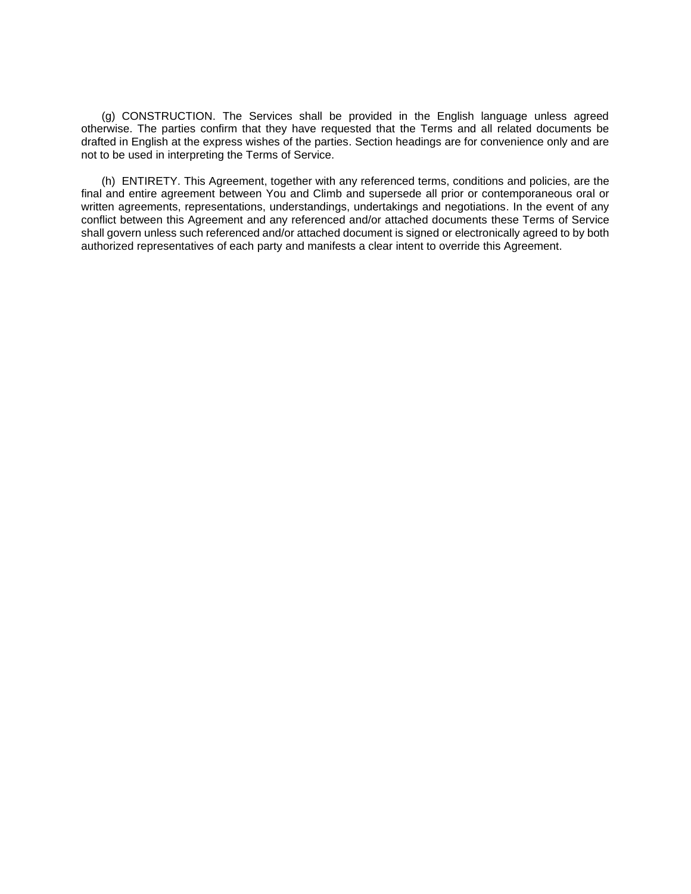(g) CONSTRUCTION. The Services shall be provided in the English language unless agreed otherwise. The parties confirm that they have requested that the Terms and all related documents be drafted in English at the express wishes of the parties. Section headings are for convenience only and are not to be used in interpreting the Terms of Service.

(h) ENTIRETY. This Agreement, together with any referenced terms, conditions and policies, are the final and entire agreement between You and Climb and supersede all prior or contemporaneous oral or written agreements, representations, understandings, undertakings and negotiations. In the event of any conflict between this Agreement and any referenced and/or attached documents these Terms of Service shall govern unless such referenced and/or attached document is signed or electronically agreed to by both authorized representatives of each party and manifests a clear intent to override this Agreement.